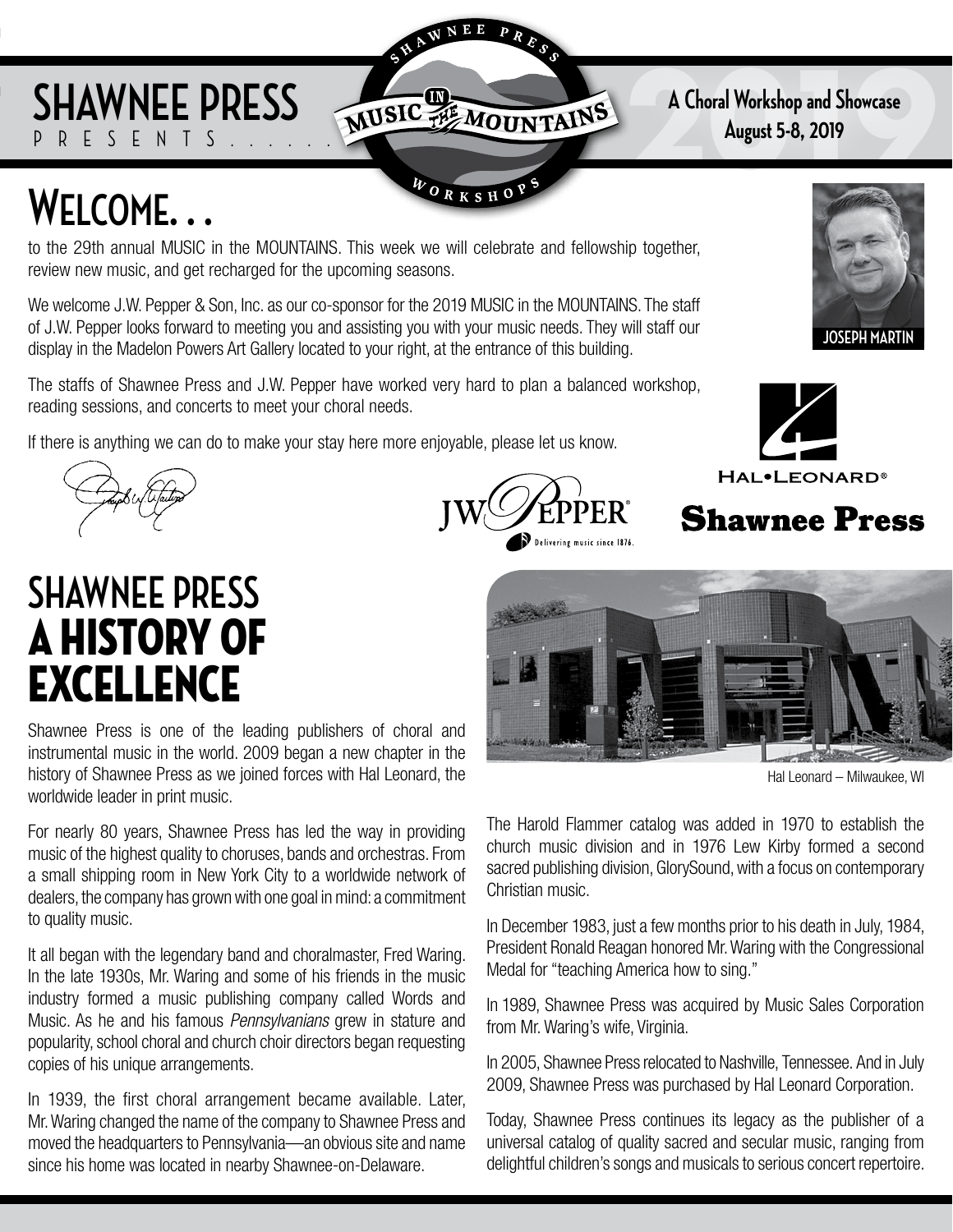# SHAWNEE PRESS

PRESENTS......

MUSIC IN THE MOUNTAINS — SHAWNEE PRESS WORKSHOPS

**A Choral Workshop and Showcase**
**August 5-8, 2019**

# Welcome...

to the 29th annual MUSIC in the MOUNTAINS. This week we will celebrate and fellowship together, review new music, and get recharged for the upcoming seasons.

We welcome J.W. Pepper & Son, Inc. as our co-sponsor for the 2019 MUSIC in the MOUNTAINS. The staff of J.W. Pepper looks forward to meeting you and assisting you with your music needs. They will staff our display in the Madelon Powers Art Gallery located to your right, at the entrance of this building.

The staffs of Shawnee Press and J.W. Pepper have worked very hard to plan a balanced workshop, reading sessions, and concerts to meet your choral needs.

If there is anything we can do to make your stay here more enjoyable, please let us know.

JOSEPH MARTIN

JW PEPPER® Delivering music since 1876.

HAL•LEONARD®

Shawnee Press

# SHAWNEE PRESS A HISTORY OF EXCELLENCE

Shawnee Press is one of the leading publishers of choral and instrumental music in the world. 2009 began a new chapter in the history of Shawnee Press as we joined forces with Hal Leonard, the worldwide leader in print music.

For nearly 80 years, Shawnee Press has led the way in providing music of the highest quality to choruses, bands and orchestras. From a small shipping room in New York City to a worldwide network of dealers, the company has grown with one goal in mind: a commitment to quality music.

It all began with the legendary band and choralmaster, Fred Waring. In the late 1930s, Mr. Waring and some of his friends in the music industry formed a music publishing company called Words and Music. As he and his famous *Pennsylvanians* grew in stature and popularity, school choral and church choir directors began requesting copies of his unique arrangements.

In 1939, the first choral arrangement became available. Later, Mr. Waring changed the name of the company to Shawnee Press and moved the headquarters to Pennsylvania—an obvious site and name since his home was located in nearby Shawnee-on-Delaware.

Hal Leonard – Milwaukee, WI

The Harold Flammer catalog was added in 1970 to establish the church music division and in 1976 Lew Kirby formed a second sacred publishing division, GlorySound, with a focus on contemporary Christian music.

In December 1983, just a few months prior to his death in July, 1984, President Ronald Reagan honored Mr. Waring with the Congressional Medal for "teaching America how to sing."

In 1989, Shawnee Press was acquired by Music Sales Corporation from Mr. Waring's wife, Virginia.

In 2005, Shawnee Press relocated to Nashville, Tennessee. And in July 2009, Shawnee Press was purchased by Hal Leonard Corporation.

Today, Shawnee Press continues its legacy as the publisher of a universal catalog of quality sacred and secular music, ranging from delightful children's songs and musicals to serious concert repertoire.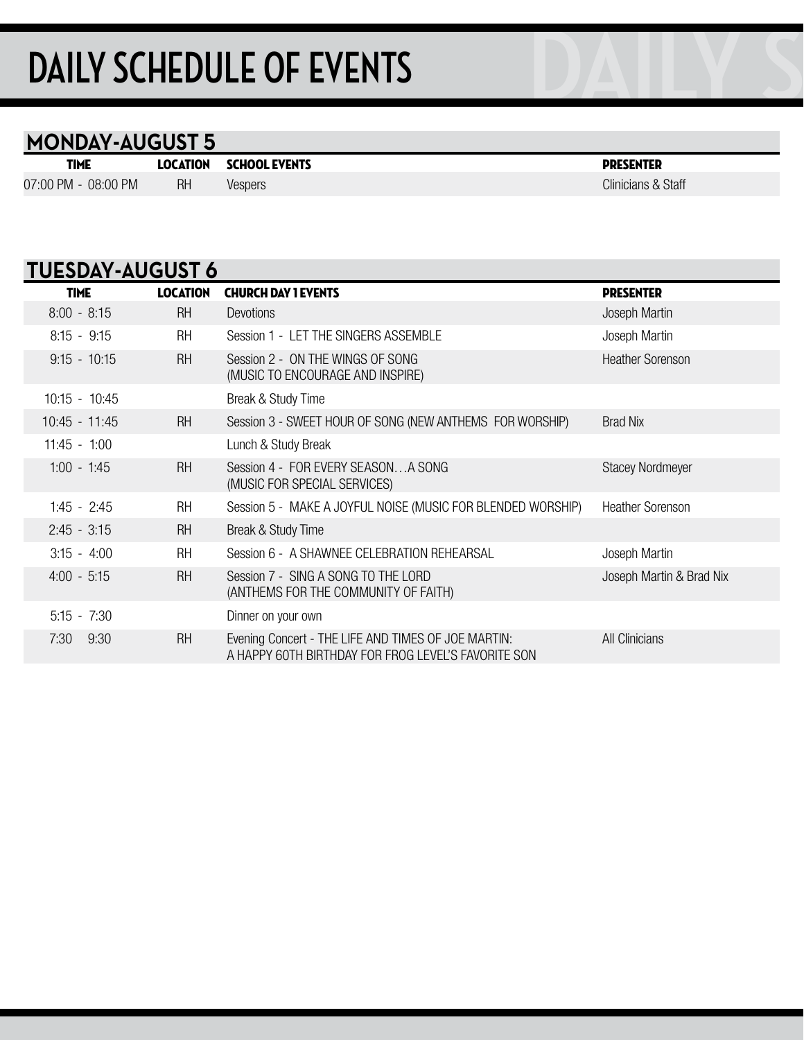# DAILY SCHEDULE OF EVENTS

## MONDAY-AUGUST 5

| TIME | LOCATION | SCHOOL EVENTS | PRESENTER |
|---|---|---|---|
| 07:00 PM - 08:00 PM | RH | Vespers | Clinicians & Staff |

## TUESDAY-AUGUST 6

| TIME | LOCATION | CHURCH DAY 1 EVENTS | PRESENTER |
|---|---|---|---|
| 8:00 - 8:15 | RH | Devotions | Joseph Martin |
| 8:15 - 9:15 | RH | Session 1 - LET THE SINGERS ASSEMBLE | Joseph Martin |
| 9:15 - 10:15 | RH | Session 2 - ON THE WINGS OF SONG (MUSIC TO ENCOURAGE AND INSPIRE) | Heather Sorenson |
| 10:15 - 10:45 | | Break & Study Time | |
| 10:45 - 11:45 | RH | Session 3 - SWEET HOUR OF SONG (NEW ANTHEMS FOR WORSHIP) | Brad Nix |
| 11:45 - 1:00 | | Lunch & Study Break | |
| 1:00 - 1:45 | RH | Session 4 - FOR EVERY SEASON…A SONG (MUSIC FOR SPECIAL SERVICES) | Stacey Nordmeyer |
| 1:45 - 2:45 | RH | Session 5 - MAKE A JOYFUL NOISE (MUSIC FOR BLENDED WORSHIP) | Heather Sorenson |
| 2:45 - 3:15 | RH | Break & Study Time | |
| 3:15 - 4:00 | RH | Session 6 - A SHAWNEE CELEBRATION REHEARSAL | Joseph Martin |
| 4:00 - 5:15 | RH | Session 7 - SING A SONG TO THE LORD (ANTHEMS FOR THE COMMUNITY OF FAITH) | Joseph Martin & Brad Nix |
| 5:15 - 7:30 | | Dinner on your own | |
| 7:30 9:30 | RH | Evening Concert - THE LIFE AND TIMES OF JOE MARTIN: A HAPPY 60TH BIRTHDAY FOR FROG LEVEL'S FAVORITE SON | All Clinicians |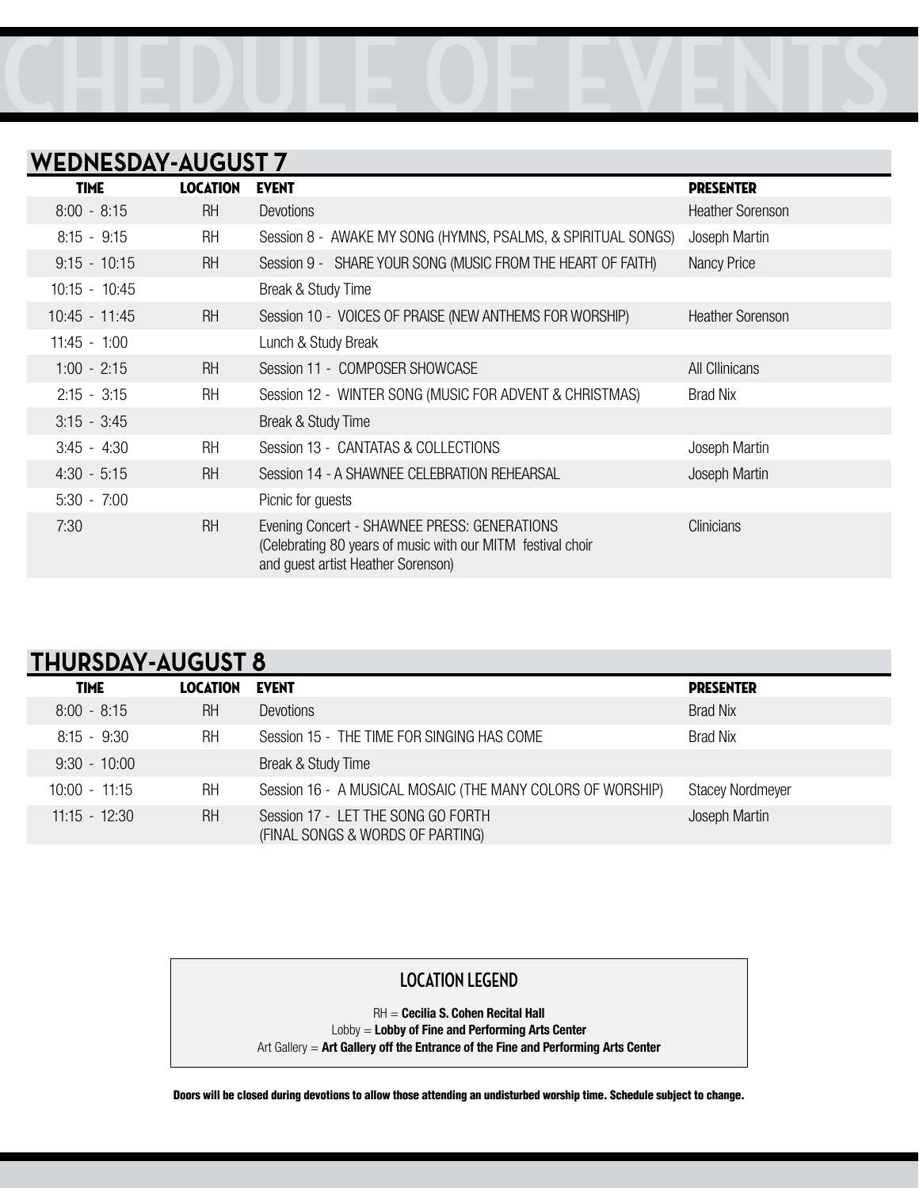# CHEDULE OF EVENTS

## WEDNESDAY-AUGUST 7

| TIME | LOCATION | EVENT | PRESENTER |
| --- | --- | --- | --- |
| 8:00 - 8:15 | RH | Devotions | Heather Sorenson |
| 8:15 - 9:15 | RH | Session 8 - AWAKE MY SONG (HYMNS, PSALMS, & SPIRITUAL SONGS) | Joseph Martin |
| 9:15 - 10:15 | RH | Session 9 - SHARE YOUR SONG (MUSIC FROM THE HEART OF FAITH) | Nancy Price |
| 10:15 - 10:45 | | Break & Study Time | |
| 10:45 - 11:45 | RH | Session 10 - VOICES OF PRAISE (NEW ANTHEMS FOR WORSHIP) | Heather Sorenson |
| 11:45 - 1:00 | | Lunch & Study Break | |
| 1:00 - 2:15 | RH | Session 11 - COMPOSER SHOWCASE | All Cllinicans |
| 2:15 - 3:15 | RH | Session 12 - WINTER SONG (MUSIC FOR ADVENT & CHRISTMAS) | Brad Nix |
| 3:15 - 3:45 | | Break & Study Time | |
| 3:45 - 4:30 | RH | Session 13 - CANTATAS & COLLECTIONS | Joseph Martin |
| 4:30 - 5:15 | RH | Session 14 - A SHAWNEE CELEBRATION REHEARSAL | Joseph Martin |
| 5:30 - 7:00 | | Picnic for guests | |
| 7:30 | RH | Evening Concert - SHAWNEE PRESS: GENERATIONS (Celebrating 80 years of music with our MITM festival choir and guest artist Heather Sorenson) | Clinicians |

## THURSDAY-AUGUST 8

| TIME | LOCATION | EVENT | PRESENTER |
| --- | --- | --- | --- |
| 8:00 - 8:15 | RH | Devotions | Brad Nix |
| 8:15 - 9:30 | RH | Session 15 - THE TIME FOR SINGING HAS COME | Brad Nix |
| 9:30 - 10:00 | | Break & Study Time | |
| 10:00 - 11:15 | RH | Session 16 - A MUSICAL MOSAIC (THE MANY COLORS OF WORSHIP) | Stacey Nordmeyer |
| 11:15 - 12:30 | RH | Session 17 - LET THE SONG GO FORTH (FINAL SONGS & WORDS OF PARTING) | Joseph Martin |

### LOCATION LEGEND

RH = **Cecilia S. Cohen Recital Hall**
Lobby = **Lobby of Fine and Performing Arts Center**
Art Gallery = **Art Gallery off the Entrance of the Fine and Performing Arts Center**

**Doors will be closed during devotions to allow those attending an undisturbed worship time. Schedule subject to change.**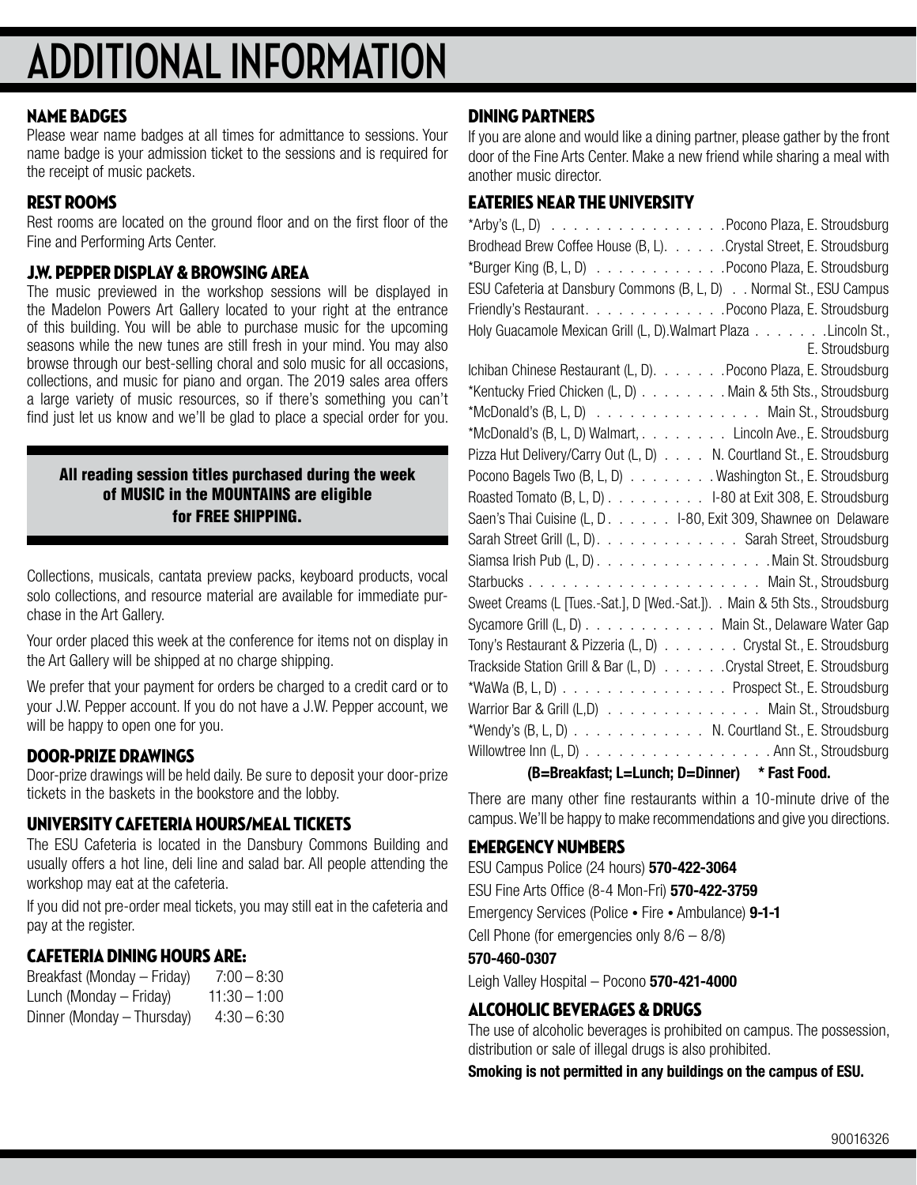# ADDITIONAL INFORMATION

## NAME BADGES

Please wear name badges at all times for admittance to sessions. Your name badge is your admission ticket to the sessions and is required for the receipt of music packets.

## REST ROOMS

Rest rooms are located on the ground floor and on the first floor of the Fine and Performing Arts Center.

## J.W. PEPPER DISPLAY & BROWSING AREA

The music previewed in the workshop sessions will be displayed in the Madelon Powers Art Gallery located to your right at the entrance of this building. You will be able to purchase music for the upcoming seasons while the new tunes are still fresh in your mind. You may also browse through our best-selling choral and solo music for all occasions, collections, and music for piano and organ. The 2019 sales area offers a large variety of music resources, so if there's something you can't find just let us know and we'll be glad to place a special order for you.

**All reading session titles purchased during the week of MUSIC in the MOUNTAINS are eligible for FREE SHIPPING.**

Collections, musicals, cantata preview packs, keyboard products, vocal solo collections, and resource material are available for immediate purchase in the Art Gallery.

Your order placed this week at the conference for items not on display in the Art Gallery will be shipped at no charge shipping.

We prefer that your payment for orders be charged to a credit card or to your J.W. Pepper account. If you do not have a J.W. Pepper account, we will be happy to open one for you.

## DOOR-PRIZE DRAWINGS

Door-prize drawings will be held daily. Be sure to deposit your door-prize tickets in the baskets in the bookstore and the lobby.

## UNIVERSITY CAFETERIA HOURS/MEAL TICKETS

The ESU Cafeteria is located in the Dansbury Commons Building and usually offers a hot line, deli line and salad bar. All people attending the workshop may eat at the cafeteria.

If you did not pre-order meal tickets, you may still eat in the cafeteria and pay at the register.

## CAFETERIA DINING HOURS ARE:

| | |
|---|---|
| Breakfast (Monday – Friday) | 7:00 – 8:30 |
| Lunch (Monday – Friday) | 11:30 – 1:00 |
| Dinner (Monday – Thursday) | 4:30 – 6:30 |

## DINING PARTNERS

If you are alone and would like a dining partner, please gather by the front door of the Fine Arts Center. Make a new friend while sharing a meal with another music director.

## EATERIES NEAR THE UNIVERSITY

| | |
|---|---|
| *Arby's (L, D) | Pocono Plaza, E. Stroudsburg |
| Brodhead Brew Coffee House (B, L) | Crystal Street, E. Stroudsburg |
| *Burger King (B, L, D) | Pocono Plaza, E. Stroudsburg |
| ESU Cafeteria at Dansbury Commons (B, L, D) | Normal St., ESU Campus |
| Friendly's Restaurant | Pocono Plaza, E. Stroudsburg |
| Holy Guacamole Mexican Grill (L, D).Walmart Plaza | Lincoln St., E. Stroudsburg |
| Ichiban Chinese Restaurant (L, D) | Pocono Plaza, E. Stroudsburg |
| *Kentucky Fried Chicken (L, D) | Main & 5th Sts., Stroudsburg |
| *McDonald's (B, L, D) | Main St., Stroudsburg |
| *McDonald's (B, L, D) Walmart, | Lincoln Ave., E. Stroudsburg |
| Pizza Hut Delivery/Carry Out (L, D) | N. Courtland St., E. Stroudsburg |
| Pocono Bagels Two (B, L, D) | Washington St., E. Stroudsburg |
| Roasted Tomato (B, L, D) | I-80 at Exit 308, E. Stroudsburg |
| Saen's Thai Cuisine (L, D | I-80, Exit 309, Shawnee on Delaware |
| Sarah Street Grill (L, D) | Sarah Street, Stroudsburg |
| Siamsa Irish Pub (L, D) | Main St. Stroudsburg |
| Starbucks | Main St., Stroudsburg |
| Sweet Creams (L [Tues.-Sat.], D [Wed.-Sat.]) | Main & 5th Sts., Stroudsburg |
| Sycamore Grill (L, D) | Main St., Delaware Water Gap |
| Tony's Restaurant & Pizzeria (L, D) | Crystal St., E. Stroudsburg |
| Trackside Station Grill & Bar (L, D) | Crystal Street, E. Stroudsburg |
| *WaWa (B, L, D) | Prospect St., E. Stroudsburg |
| Warrior Bar & Grill (L,D) | Main St., Stroudsburg |
| *Wendy's (B, L, D) | N. Courtland St., E. Stroudsburg |
| Willowtree Inn (L, D) | Ann St., Stroudsburg |

**(B=Breakfast; L=Lunch; D=Dinner) * Fast Food.**

There are many other fine restaurants within a 10-minute drive of the campus. We'll be happy to make recommendations and give you directions.

## EMERGENCY NUMBERS

ESU Campus Police (24 hours) **570-422-3064**

ESU Fine Arts Office (8-4 Mon-Fri) **570-422-3759**

Emergency Services (Police • Fire • Ambulance) **9-1-1**

Cell Phone (for emergencies only 8/6 – 8/8)

**570-460-0307**

Leigh Valley Hospital – Pocono **570-421-4000**

## ALCOHOLIC BEVERAGES & DRUGS

The use of alcoholic beverages is prohibited on campus. The possession, distribution or sale of illegal drugs is also prohibited.

**Smoking is not permitted in any buildings on the campus of ESU.**

90016326